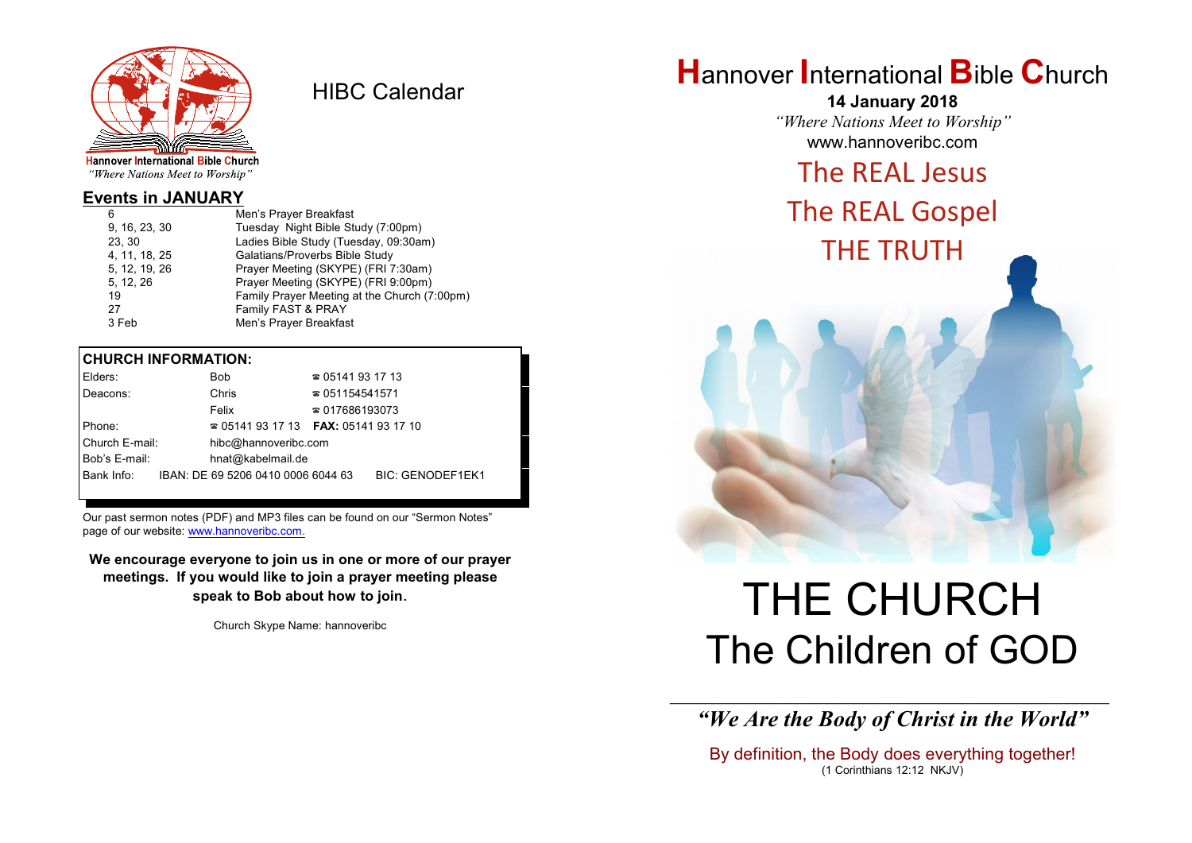Hannover International Bible Church
*"Where Nations Meet to Worship"*

# HIBC Calendar

## Events in JANUARY

| | |
|---|---|
| 6 | Men's Prayer Breakfast |
| 9, 16, 23, 30 | Tuesday Night Bible Study (7:00pm) |
| 23, 30 | Ladies Bible Study (Tuesday, 09:30am) |
| 4, 11, 18, 25 | Galatians/Proverbs Bible Study |
| 5, 12, 19, 26 | Prayer Meeting (SKYPE) (FRI 7:30am) |
| 5, 12, 26 | Prayer Meeting (SKYPE) (FRI 9:00pm) |
| 19 | Family Prayer Meeting at the Church (7:00pm) |
| 27 | Family FAST & PRAY |
| 3 Feb | Men's Prayer Breakfast |

**CHURCH INFORMATION:**

| | | |
|---|---|---|
| Elders: | Bob | ☎ 05141 93 17 13 |
| Deacons: | Chris | ☎ 051154541571 |
| | Felix | ☎ 017686193073 |
| Phone: | ☎ 05141 93 17 13 | **FAX:** 05141 93 17 10 |
| Church E-mail: | hibc@hannoveribc.com | |
| Bob's E-mail: | hnat@kabelmail.de | |
| Bank Info: | IBAN: DE 69 5206 0410 0006 6044 63 | BIC: GENODEF1EK1 |

Our past sermon notes (PDF) and MP3 files can be found on our "Sermon Notes" page of our website: www.hannoveribc.com.

**We encourage everyone to join us in one or more of our prayer meetings. If you would like to join a prayer meeting please speak to Bob about how to join.**

Church Skype Name: hannoveribc

# Hannover International Bible Church

**14 January 2018**

*"Where Nations Meet to Worship"*

www.hannoveribc.com

The REAL Jesus

The REAL Gospel

THE TRUTH

# THE CHURCH
# The Children of GOD

***"We Are the Body of Christ in the World"***

By definition, the Body does everything together!
(1 Corinthians 12:12 NKJV)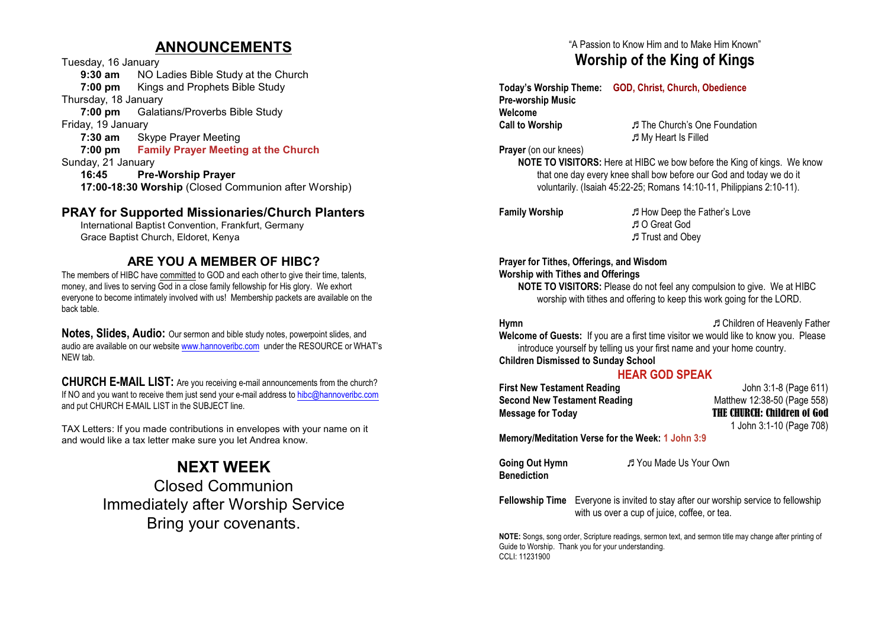## ANNOUNCEMENTS

Tuesday, 16 January

- **9:30 am** NO Ladies Bible Study at the Church
- **7:00 pm** Kings and Prophets Bible Study

Thursday, 18 January

- **7:00 pm** Galatians/Proverbs Bible Study

Friday, 19 January

- **7:30 am** Skype Prayer Meeting
- **7:00 pm** **Family Prayer Meeting at the Church**

Sunday, 21 January

- **16:45** **Pre-Worship Prayer**
- **17:00-18:30 Worship** (Closed Communion after Worship)

### PRAY for Supported Missionaries/Church Planters

International Baptist Convention, Frankfurt, Germany
Grace Baptist Church, Eldoret, Kenya

### ARE YOU A MEMBER OF HIBC?

The members of HIBC have committed to GOD and each other to give their time, talents, money, and lives to serving God in a close family fellowship for His glory. We exhort everyone to become intimately involved with us! Membership packets are available on the back table.

**Notes, Slides, Audio:** Our sermon and bible study notes, powerpoint slides, and audio are available on our website www.hannoveribc.com under the RESOURCE or WHAT's NEW tab.

**CHURCH E-MAIL LIST:** Are you receiving e-mail announcements from the church? If NO and you want to receive them just send your e-mail address to hibc@hannoveribc.com and put CHURCH E-MAIL LIST in the SUBJECT line.

TAX Letters: If you made contributions in envelopes with your name on it and would like a tax letter make sure you let Andrea know.

## NEXT WEEK

Closed Communion
Immediately after Worship Service
Bring your covenants.

"A Passion to Know Him and to Make Him Known"

## Worship of the King of Kings

**Today's Worship Theme:** **GOD, Christ, Church, Obedience**

**Pre-worship Music**

**Welcome**

**Call to Worship** ♬ The Church's One Foundation
♬ My Heart Is Filled

**Prayer** (on our knees)

**NOTE TO VISITORS:** Here at HIBC we bow before the King of kings. We know that one day every knee shall bow before our God and today we do it voluntarily. (Isaiah 45:22-25; Romans 14:10-11, Philippians 2:10-11).

**Family Worship** ♬ How Deep the Father's Love
♬ O Great God
♬ Trust and Obey

**Prayer for Tithes, Offerings, and Wisdom**

**Worship with Tithes and Offerings**

**NOTE TO VISITORS:** Please do not feel any compulsion to give. We at HIBC worship with tithes and offering to keep this work going for the LORD.

**Hymn** ♬ Children of Heavenly Father

**Welcome of Guests:** If you are a first time visitor we would like to know you. Please introduce yourself by telling us your first name and your home country.

**Children Dismissed to Sunday School**

### HEAR GOD SPEAK

**First New Testament Reading** John 3:1-8 (Page 611)

**Second New Testament Reading** Matthew 12:38-50 (Page 558)

**Message for Today** **THE CHURCH: Children of God**
1 John 3:1-10 (Page 708)

**Memory/Meditation Verse for the Week:** **1 John 3:9**

**Going Out Hymn** ♬ You Made Us Your Own

**Benediction**

**Fellowship Time** Everyone is invited to stay after our worship service to fellowship with us over a cup of juice, coffee, or tea.

**NOTE:** Songs, song order, Scripture readings, sermon text, and sermon title may change after printing of Guide to Worship. Thank you for your understanding.
CCLI: 11231900